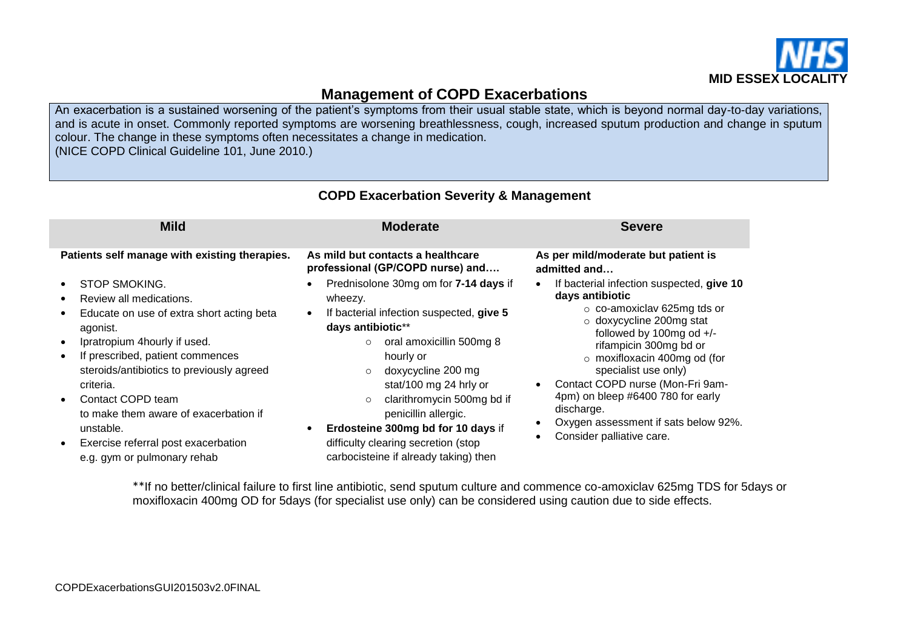NHS
MID ESSEX LOCALITY

# Management of COPD Exacerbations

An exacerbation is a sustained worsening of the patient's symptoms from their usual stable state, which is beyond normal day-to-day variations, and is acute in onset. Commonly reported symptoms are worsening breathlessness, cough, increased sputum production and change in sputum colour. The change in these symptoms often necessitates a change in medication.
(NICE COPD Clinical Guideline 101, June 2010.)

## COPD Exacerbation Severity & Management

| Mild | Moderate | Severe |
|---|---|---|
| **Patients self manage with existing therapies.**<br><br>• STOP SMOKING.<br>• Review all medications.<br>• Educate on use of extra short acting beta agonist.<br>• Ipratropium 4hourly if used.<br>• If prescribed, patient commences steroids/antibiotics to previously agreed criteria.<br>• Contact COPD team to make them aware of exacerbation if unstable.<br>• Exercise referral post exacerbation e.g. gym or pulmonary rehab | **As mild but contacts a healthcare professional (GP/COPD nurse) and….**<br><br>• Prednisolone 30mg om for **7-14 days** if wheezy.<br>• If bacterial infection suspected, **give 5 days antibiotic**\*\*<br>  ○ oral amoxicillin 500mg 8 hourly or<br>  ○ doxycycline 200 mg stat/100 mg 24 hrly or<br>  ○ clarithromycin 500mg bd if penicillin allergic.<br>• **Erdosteine 300mg bd for 10 days** if difficulty clearing secretion (stop carbocisteine if already taking) then | **As per mild/moderate but patient is admitted and…**<br><br>• If bacterial infection suspected, **give 10 days antibiotic**<br>  ○ co-amoxiclav 625mg tds or<br>  ○ doxycycline 200mg stat followed by 100mg od +/- rifampicin 300mg bd or<br>  ○ moxifloxacin 400mg od (for specialist use only)<br>• Contact COPD nurse (Mon-Fri 9am-4pm) on bleep #6400 780 for early discharge.<br>• Oxygen assessment if sats below 92%.<br>• Consider palliative care. |

\*\*If no better/clinical failure to first line antibiotic, send sputum culture and commence co-amoxiclav 625mg TDS for 5days or moxifloxacin 400mg OD for 5days (for specialist use only) can be considered using caution due to side effects.

COPDExacerbationsGUI201503v2.0FINAL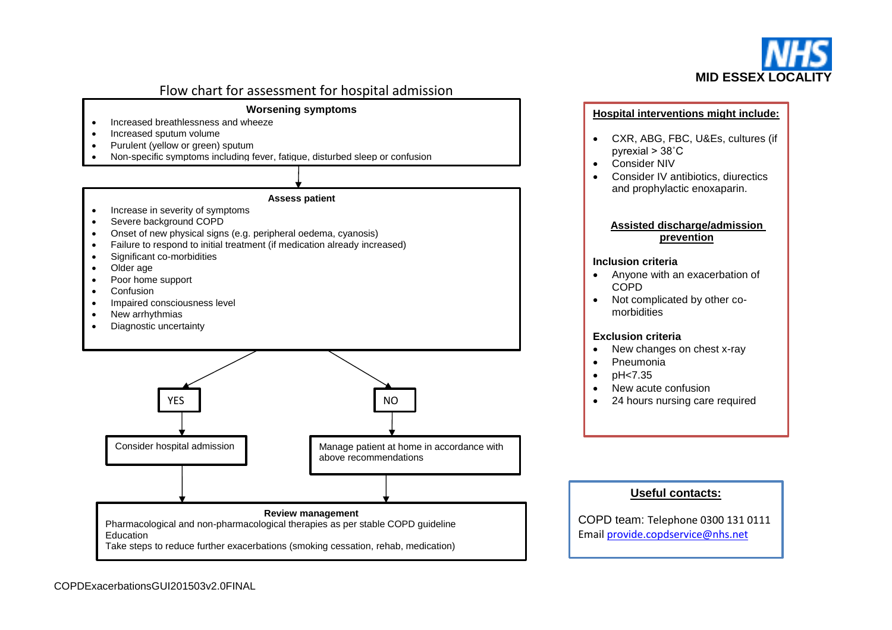MID ESSEX LOCALITY

## Flow chart for assessment for hospital admission

**Worsening symptoms**

- Increased breathlessness and wheeze
- Increased sputum volume
- Purulent (yellow or green) sputum
- Non-specific symptoms including fever, fatigue, disturbed sleep or confusion

**Assess patient**

- Increase in severity of symptoms
- Severe background COPD
- Onset of new physical signs (e.g. peripheral oedema, cyanosis)
- Failure to respond to initial treatment (if medication already increased)
- Significant co-morbidities
- Older age
- Poor home support
- Confusion
- Impaired consciousness level
- New arrhythmias
- Diagnostic uncertainty

YES → Consider hospital admission

NO → Manage patient at home in accordance with above recommendations

**Review management**

Pharmacological and non-pharmacological therapies as per stable COPD guideline
Education
Take steps to reduce further exacerbations (smoking cessation, rehab, medication)

**Hospital interventions might include:**

- CXR, ABG, FBC, U&Es, cultures (if pyrexial > 38˚C
- Consider NIV
- Consider IV antibiotics, diurectics and prophylactic enoxaparin.

**Assisted discharge/admission prevention**

**Inclusion criteria**

- Anyone with an exacerbation of COPD
- Not complicated by other co-morbidities

**Exclusion criteria**

- New changes on chest x-ray
- Pneumonia
- pH<7.35
- New acute confusion
- 24 hours nursing care required

**Useful contacts:**

COPD team: Telephone 0300 131 0111
Email provide.copdservice@nhs.net

COPDExacerbationsGUI201503v2.0FINAL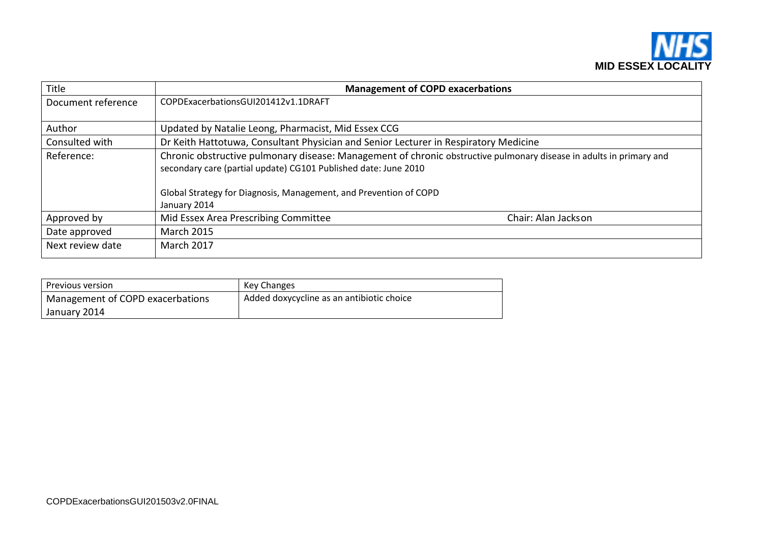NHS
MID ESSEX LOCALITY

| | |
|---|---|
| Title | **Management of COPD exacerbations** |
| Document reference | COPDExacerbationsGUI201412v1.1DRAFT |
| Author | Updated by Natalie Leong, Pharmacist, Mid Essex CCG |
| Consulted with | Dr Keith Hattotuwa, Consultant Physician and Senior Lecturer in Respiratory Medicine |
| Reference: | Chronic obstructive pulmonary disease: Management of chronic obstructive pulmonary disease in adults in primary and secondary care (partial update) CG101 Published date: June 2010<br><br>Global Strategy for Diagnosis, Management, and Prevention of COPD January 2014 |
| Approved by | Mid Essex Area Prescribing Committee Chair: Alan Jackson |
| Date approved | March 2015 |
| Next review date | March 2017 |

| Previous version | Key Changes |
|---|---|
| Management of COPD exacerbations January 2014 | Added doxycycline as an antibiotic choice |

COPDExacerbationsGUI201503v2.0FINAL